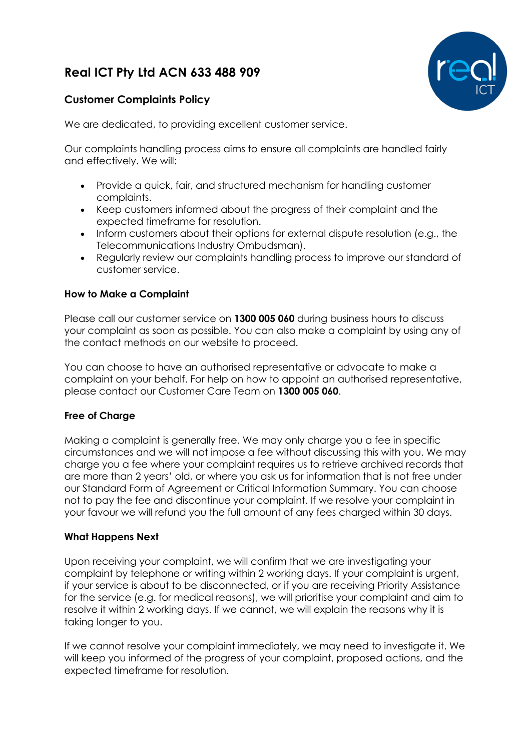# Real ICT Pty Ltd ACN 633 488 909

## Customer Complaints Policy

We are dedicated, to providing excellent customer service.

Our complaints handling process aims to ensure all complaints are handled fairly and effectively. We will:

- Provide a quick, fair, and structured mechanism for handling customer complaints.
- Keep customers informed about the progress of their complaint and the expected timeframe for resolution.
- Inform customers about their options for external dispute resolution (e.g., the Telecommunications Industry Ombudsman).
- Regularly review our complaints handling process to improve our standard of customer service.

### How to Make a Complaint

Please call our customer service on **1300 005 060** during business hours to discuss your complaint as soon as possible. You can also make a complaint by using any of the contact methods on our website to proceed.

You can choose to have an authorised representative or advocate to make a complaint on your behalf. For help on how to appoint an authorised representative, please contact our Customer Care Team on **1300 005 060**.

### Free of Charge

Making a complaint is generally free. We may only charge you a fee in specific circumstances and we will not impose a fee without discussing this with you. We may charge you a fee where your complaint requires us to retrieve archived records that are more than 2 years' old, or where you ask us for information that is not free under our Standard Form of Agreement or Critical Information Summary. You can choose not to pay the fee and discontinue your complaint. If we resolve your complaint in your favour we will refund you the full amount of any fees charged within 30 days.

### What Happens Next

Upon receiving your complaint, we will confirm that we are investigating your complaint by telephone or writing within 2 working days. If your complaint is urgent, if your service is about to be disconnected, or if you are receiving Priority Assistance for the service (e.g. for medical reasons), we will prioritise your complaint and aim to resolve it within 2 working days. If we cannot, we will explain the reasons why it is taking longer to you.

If we cannot resolve your complaint immediately, we may need to investigate it. We will keep you informed of the progress of your complaint, proposed actions, and the expected timeframe for resolution.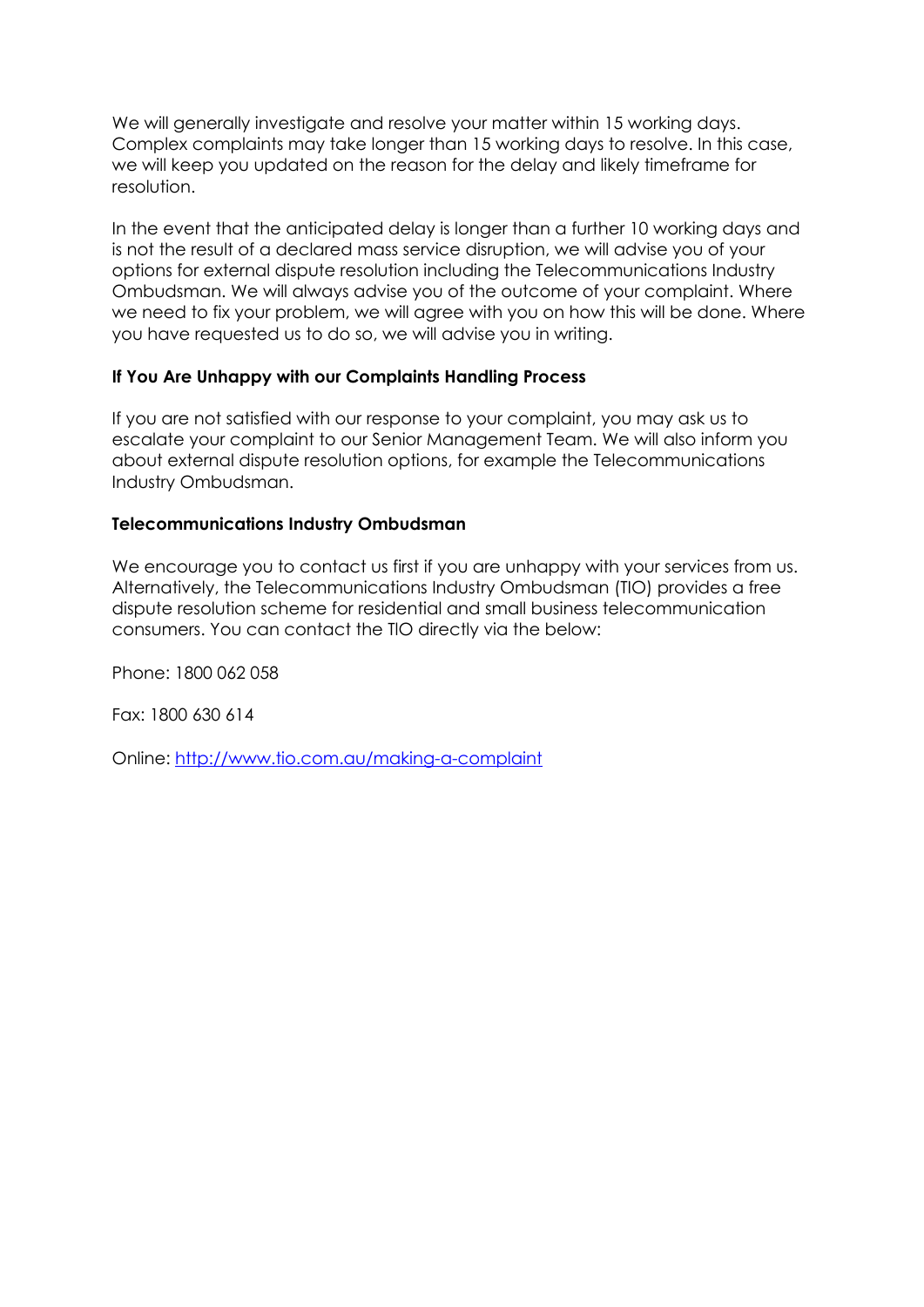We will generally investigate and resolve your matter within 15 working days. Complex complaints may take longer than 15 working days to resolve. In this case, we will keep you updated on the reason for the delay and likely timeframe for resolution.

In the event that the anticipated delay is longer than a further 10 working days and is not the result of a declared mass service disruption, we will advise you of your options for external dispute resolution including the Telecommunications Industry Ombudsman. We will always advise you of the outcome of your complaint. Where we need to fix your problem, we will agree with you on how this will be done. Where you have requested us to do so, we will advise you in writing.

**If You Are Unhappy with our Complaints Handling Process**

If you are not satisfied with our response to your complaint, you may ask us to escalate your complaint to our Senior Management Team. We will also inform you about external dispute resolution options, for example the Telecommunications Industry Ombudsman.

**Telecommunications Industry Ombudsman**

We encourage you to contact us first if you are unhappy with your services from us. Alternatively, the Telecommunications Industry Ombudsman (TIO) provides a free dispute resolution scheme for residential and small business telecommunication consumers. You can contact the TIO directly via the below:

Phone: 1800 062 058

Fax: 1800 630 614

Online: [http://www.tio.com.au/making-a-complaint](http://www.tio.com.au/making-a-complaint)